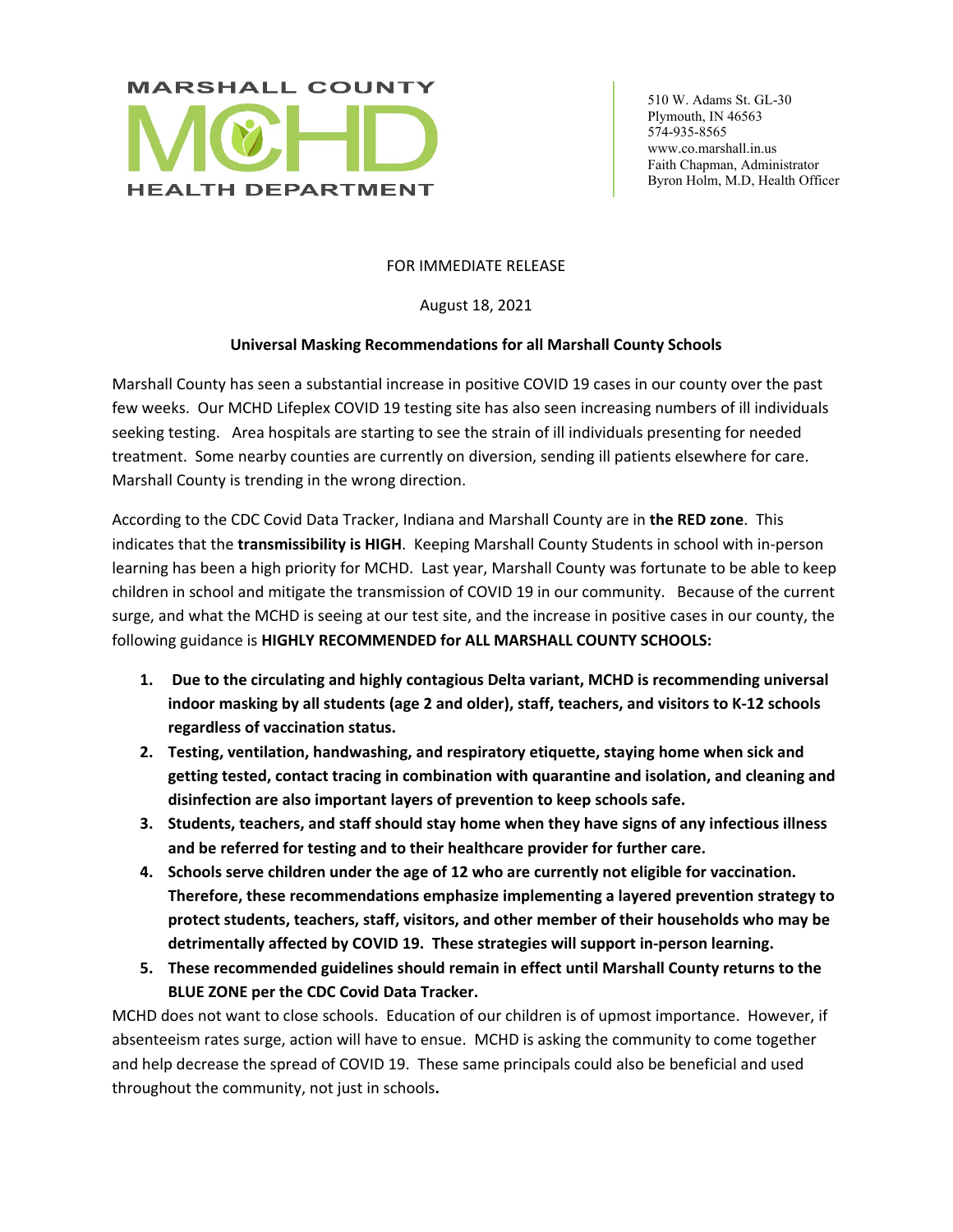MARSHALL COUNTY MCHD HEALTH DEPARTMENT

510 W. Adams St. GL-30
Plymouth, IN 46563
574-935-8565
www.co.marshall.in.us
Faith Chapman, Administrator
Byron Holm, M.D, Health Officer

FOR IMMEDIATE RELEASE

August 18, 2021

**Universal Masking Recommendations for all Marshall County Schools**

Marshall County has seen a substantial increase in positive COVID 19 cases in our county over the past few weeks. Our MCHD Lifeplex COVID 19 testing site has also seen increasing numbers of ill individuals seeking testing. Area hospitals are starting to see the strain of ill individuals presenting for needed treatment. Some nearby counties are currently on diversion, sending ill patients elsewhere for care. Marshall County is trending in the wrong direction.

According to the CDC Covid Data Tracker, Indiana and Marshall County are in **the RED zone**. This indicates that the **transmissibility is HIGH**. Keeping Marshall County Students in school with in-person learning has been a high priority for MCHD. Last year, Marshall County was fortunate to be able to keep children in school and mitigate the transmission of COVID 19 in our community. Because of the current surge, and what the MCHD is seeing at our test site, and the increase in positive cases in our county, the following guidance is **HIGHLY RECOMMENDED for ALL MARSHALL COUNTY SCHOOLS:**

1. **Due to the circulating and highly contagious Delta variant, MCHD is recommending universal indoor masking by all students (age 2 and older), staff, teachers, and visitors to K-12 schools regardless of vaccination status.**
2. **Testing, ventilation, handwashing, and respiratory etiquette, staying home when sick and getting tested, contact tracing in combination with quarantine and isolation, and cleaning and disinfection are also important layers of prevention to keep schools safe.**
3. **Students, teachers, and staff should stay home when they have signs of any infectious illness and be referred for testing and to their healthcare provider for further care.**
4. **Schools serve children under the age of 12 who are currently not eligible for vaccination. Therefore, these recommendations emphasize implementing a layered prevention strategy to protect students, teachers, staff, visitors, and other member of their households who may be detrimentally affected by COVID 19. These strategies will support in-person learning.**
5. **These recommended guidelines should remain in effect until Marshall County returns to the BLUE ZONE per the CDC Covid Data Tracker.**

MCHD does not want to close schools. Education of our children is of upmost importance. However, if absenteeism rates surge, action will have to ensue. MCHD is asking the community to come together and help decrease the spread of COVID 19. These same principals could also be beneficial and used throughout the community, not just in schools**.**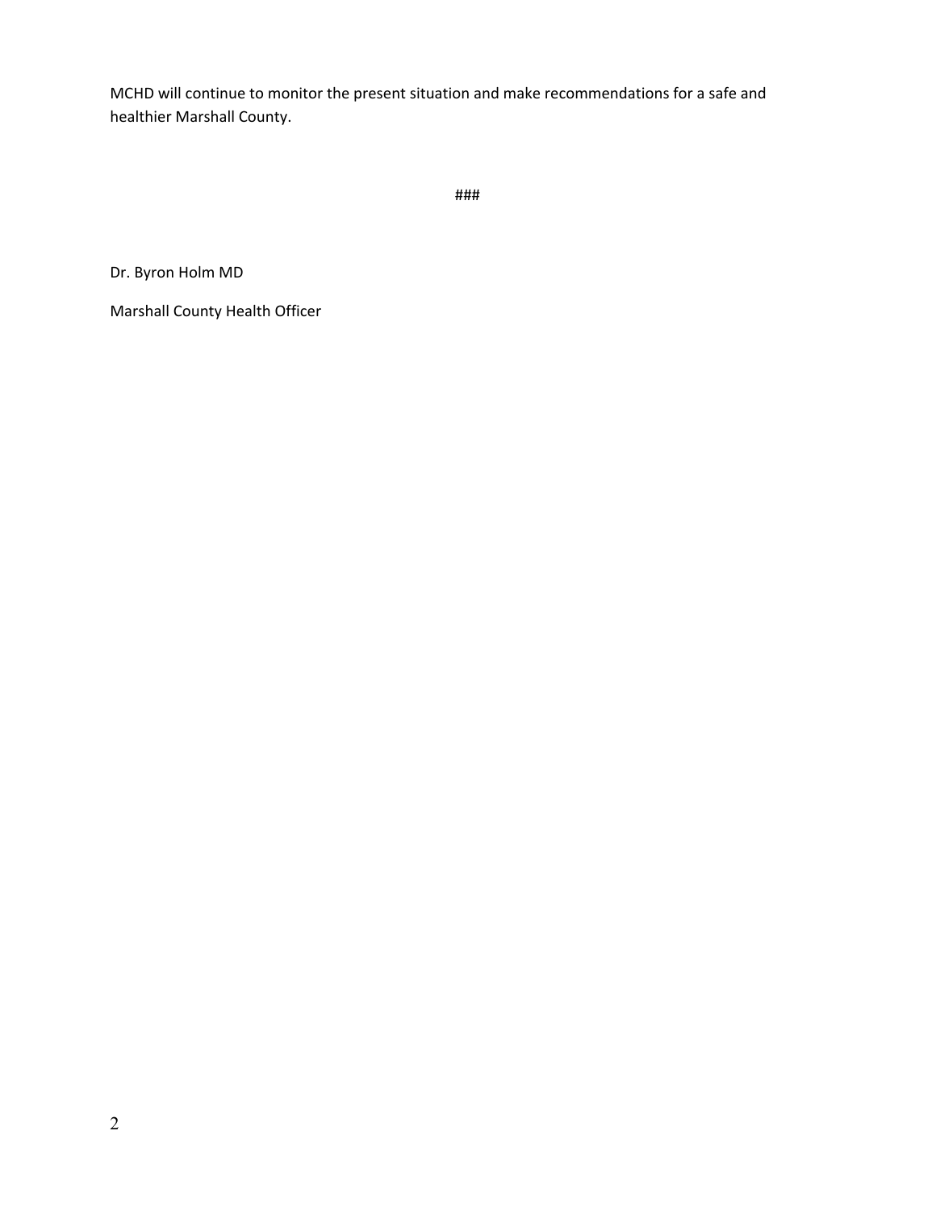MCHD will continue to monitor the present situation and make recommendations for a safe and healthier Marshall County.

###

Dr. Byron Holm MD

Marshall County Health Officer